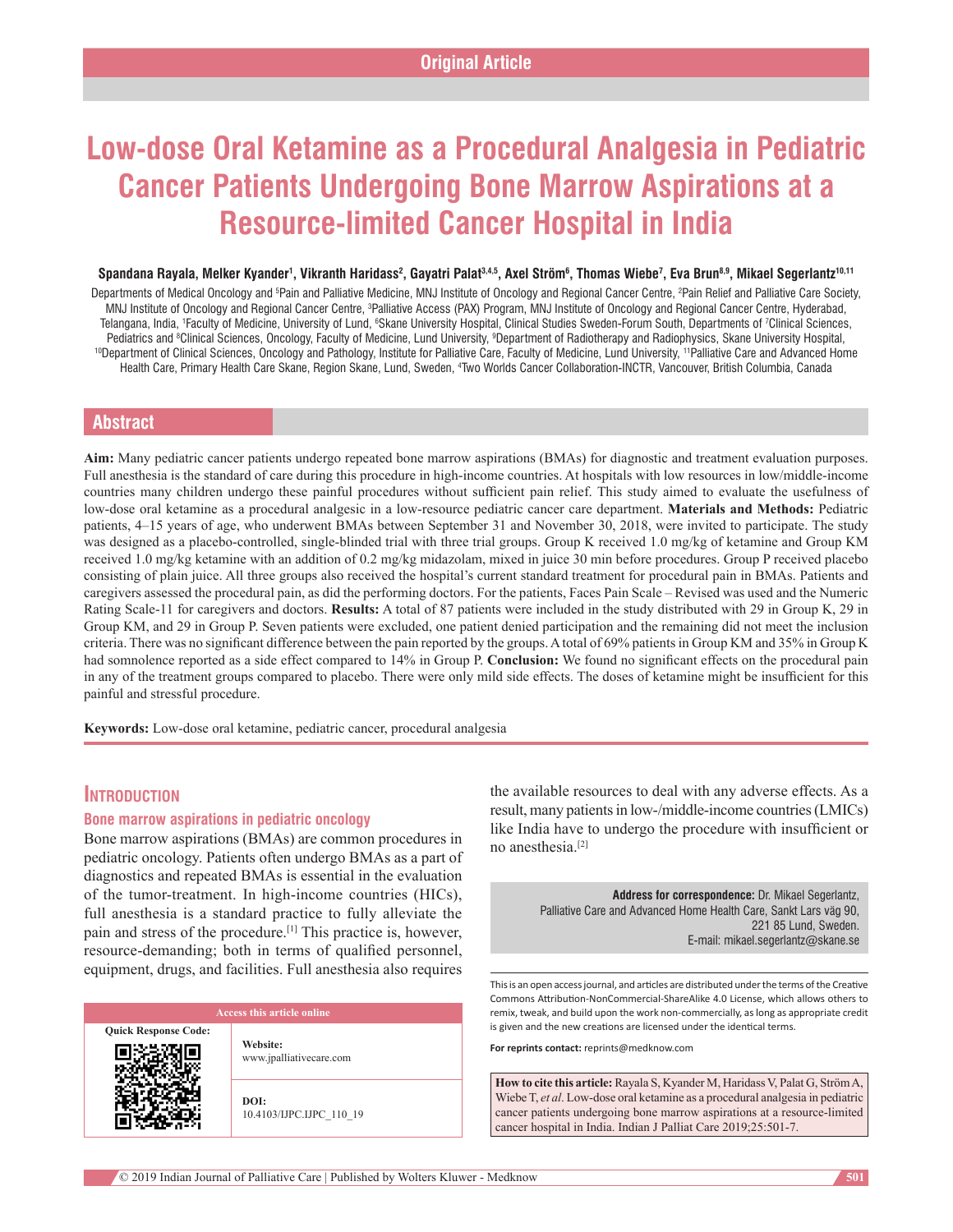Original Article

# Low-dose Oral Ketamine as a Procedural Analgesia in Pediatric Cancer Patients Undergoing Bone Marrow Aspirations at a Resource-limited Cancer Hospital in India

**Spandana Rayala, Melker Kyander[1], Vikranth Haridass[2], Gayatri Palat[3,4,5], Axel Ström[6], Thomas Wiebe[7], Eva Brun[8,9], Mikael Segerlantz[10,11]**

Departments of Medical Oncology and [5]Pain and Palliative Medicine, MNJ Institute of Oncology and Regional Cancer Centre, [2]Pain Relief and Palliative Care Society, MNJ Institute of Oncology and Regional Cancer Centre, [3]Palliative Access (PAX) Program, MNJ Institute of Oncology and Regional Cancer Centre, Hyderabad, Telangana, India, [1]Faculty of Medicine, University of Lund, [6]Skane University Hospital, Clinical Studies Sweden-Forum South, Departments of [7]Clinical Sciences, Pediatrics and [8]Clinical Sciences, Oncology, Faculty of Medicine, Lund University, [9]Department of Radiotherapy and Radiophysics, Skane University Hospital, [10]Department of Clinical Sciences, Oncology and Pathology, Institute for Palliative Care, Faculty of Medicine, Lund University, [11]Palliative Care and Advanced Home Health Care, Primary Health Care Skane, Region Skane, Lund, Sweden, [4]Two Worlds Cancer Collaboration-INCTR, Vancouver, British Columbia, Canada

## Abstract

**Aim:** Many pediatric cancer patients undergo repeated bone marrow aspirations (BMAs) for diagnostic and treatment evaluation purposes. Full anesthesia is the standard of care during this procedure in high-income countries. At hospitals with low resources in low/middle-income countries many children undergo these painful procedures without sufficient pain relief. This study aimed to evaluate the usefulness of low-dose oral ketamine as a procedural analgesic in a low-resource pediatric cancer care department. **Materials and Methods:** Pediatric patients, 4–15 years of age, who underwent BMAs between September 31 and November 30, 2018, were invited to participate. The study was designed as a placebo-controlled, single-blinded trial with three trial groups. Group K received 1.0 mg/kg of ketamine and Group KM received 1.0 mg/kg ketamine with an addition of 0.2 mg/kg midazolam, mixed in juice 30 min before procedures. Group P received placebo consisting of plain juice. All three groups also received the hospital's current standard treatment for procedural pain in BMAs. Patients and caregivers assessed the procedural pain, as did the performing doctors. For the patients, Faces Pain Scale – Revised was used and the Numeric Rating Scale-11 for caregivers and doctors. **Results:** A total of 87 patients were included in the study distributed with 29 in Group K, 29 in Group KM, and 29 in Group P. Seven patients were excluded, one patient denied participation and the remaining did not meet the inclusion criteria. There was no significant difference between the pain reported by the groups. A total of 69% patients in Group KM and 35% in Group K had somnolence reported as a side effect compared to 14% in Group P. **Conclusion:** We found no significant effects on the procedural pain in any of the treatment groups compared to placebo. There were only mild side effects. The doses of ketamine might be insufficient for this painful and stressful procedure.

**Keywords:** Low-dose oral ketamine, pediatric cancer, procedural analgesia

## Introduction

### Bone marrow aspirations in pediatric oncology

Bone marrow aspirations (BMAs) are common procedures in pediatric oncology. Patients often undergo BMAs as a part of diagnostics and repeated BMAs is essential in the evaluation of the tumor-treatment. In high-income countries (HICs), full anesthesia is a standard practice to fully alleviate the pain and stress of the procedure.[1] This practice is, however, resource-demanding; both in terms of qualified personnel, equipment, drugs, and facilities. Full anesthesia also requires the available resources to deal with any adverse effects. As a result, many patients in low-/middle-income countries (LMICs) like India have to undergo the procedure with insufficient or no anesthesia.[2]

**Address for correspondence:** Dr. Mikael Segerlantz, Palliative Care and Advanced Home Health Care, Sankt Lars väg 90, 221 85 Lund, Sweden. E-mail: mikael.segerlantz@skane.se

| Access this article online | |
|---|---|
| Quick Response Code: | **Website:** www.jpalliativecare.com |
| | **DOI:** 10.4103/IJPC.IJPC_110_19 |

This is an open access journal, and articles are distributed under the terms of the Creative Commons Attribution-NonCommercial-ShareAlike 4.0 License, which allows others to remix, tweak, and build upon the work non-commercially, as long as appropriate credit is given and the new creations are licensed under the identical terms.

**For reprints contact:** reprints@medknow.com

**How to cite this article:** Rayala S, Kyander M, Haridass V, Palat G, Ström A, Wiebe T, *et al*. Low-dose oral ketamine as a procedural analgesia in pediatric cancer patients undergoing bone marrow aspirations at a resource-limited cancer hospital in India. Indian J Palliat Care 2019;25:501-7.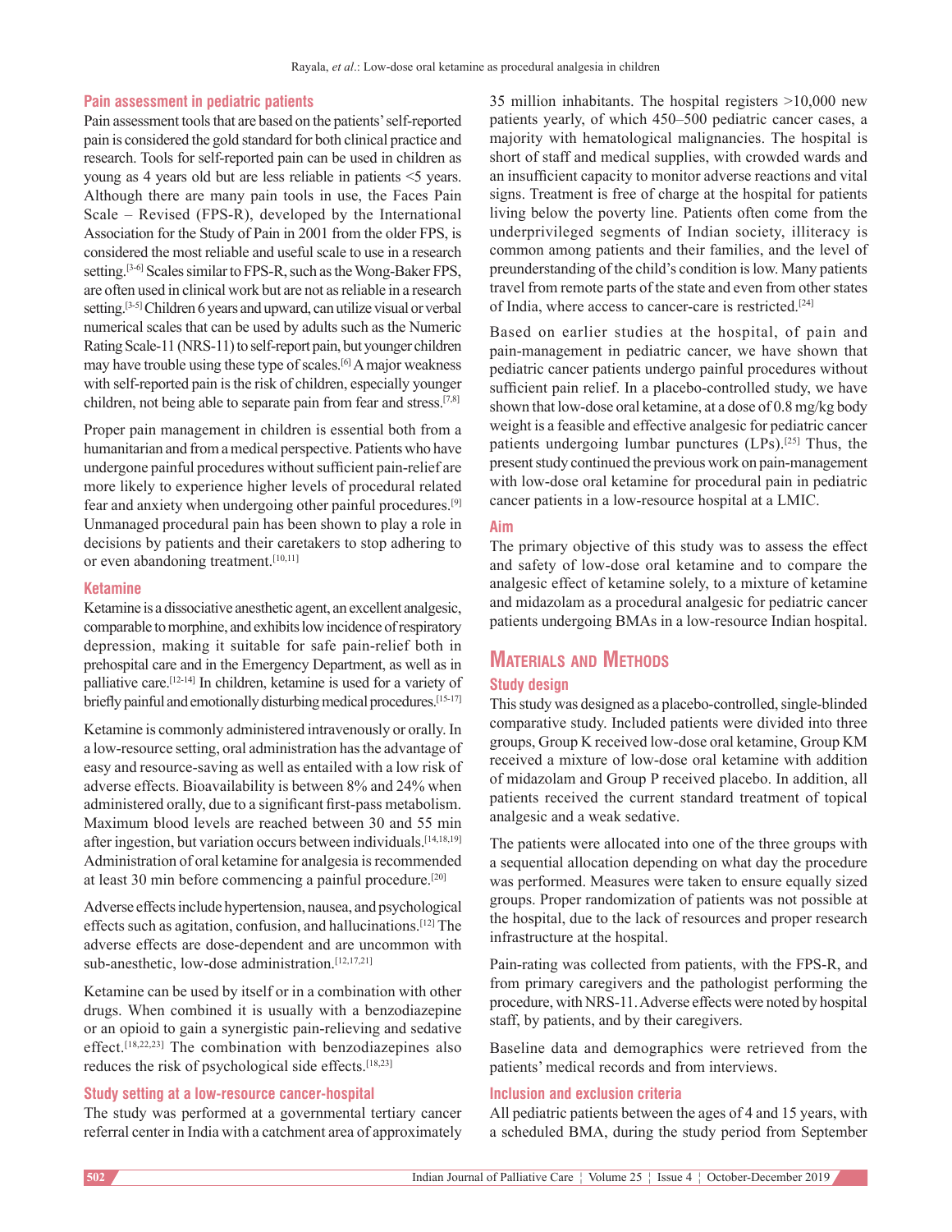### Pain assessment in pediatric patients

Pain assessment tools that are based on the patients' self-reported pain is considered the gold standard for both clinical practice and research. Tools for self-reported pain can be used in children as young as 4 years old but are less reliable in patients <5 years. Although there are many pain tools in use, the Faces Pain Scale – Revised (FPS-R), developed by the International Association for the Study of Pain in 2001 from the older FPS, is considered the most reliable and useful scale to use in a research setting.[3-6] Scales similar to FPS-R, such as the Wong-Baker FPS, are often used in clinical work but are not as reliable in a research setting.[3-5] Children 6 years and upward, can utilize visual or verbal numerical scales that can be used by adults such as the Numeric Rating Scale-11 (NRS-11) to self-report pain, but younger children may have trouble using these type of scales.[6] A major weakness with self-reported pain is the risk of children, especially younger children, not being able to separate pain from fear and stress.[7,8]

Proper pain management in children is essential both from a humanitarian and from a medical perspective. Patients who have undergone painful procedures without sufficient pain-relief are more likely to experience higher levels of procedural related fear and anxiety when undergoing other painful procedures.[9] Unmanaged procedural pain has been shown to play a role in decisions by patients and their caretakers to stop adhering to or even abandoning treatment.[10,11]

### Ketamine

Ketamine is a dissociative anesthetic agent, an excellent analgesic, comparable to morphine, and exhibits low incidence of respiratory depression, making it suitable for safe pain-relief both in prehospital care and in the Emergency Department, as well as in palliative care.[12-14] In children, ketamine is used for a variety of briefly painful and emotionally disturbing medical procedures.[15-17]

Ketamine is commonly administered intravenously or orally. In a low-resource setting, oral administration has the advantage of easy and resource-saving as well as entailed with a low risk of adverse effects. Bioavailability is between 8% and 24% when administered orally, due to a significant first-pass metabolism. Maximum blood levels are reached between 30 and 55 min after ingestion, but variation occurs between individuals.[14,18,19] Administration of oral ketamine for analgesia is recommended at least 30 min before commencing a painful procedure.[20]

Adverse effects include hypertension, nausea, and psychological effects such as agitation, confusion, and hallucinations.[12] The adverse effects are dose-dependent and are uncommon with sub-anesthetic, low-dose administration.[12,17,21]

Ketamine can be used by itself or in a combination with other drugs. When combined it is usually with a benzodiazepine or an opioid to gain a synergistic pain-relieving and sedative effect.[18,22,23] The combination with benzodiazepines also reduces the risk of psychological side effects.[18,23]

### Study setting at a low-resource cancer-hospital

The study was performed at a governmental tertiary cancer referral center in India with a catchment area of approximately 35 million inhabitants. The hospital registers >10,000 new patients yearly, of which 450–500 pediatric cancer cases, a majority with hematological malignancies. The hospital is short of staff and medical supplies, with crowded wards and an insufficient capacity to monitor adverse reactions and vital signs. Treatment is free of charge at the hospital for patients living below the poverty line. Patients often come from the underprivileged segments of Indian society, illiteracy is common among patients and their families, and the level of preunderstanding of the child's condition is low. Many patients travel from remote parts of the state and even from other states of India, where access to cancer-care is restricted.[24]

Based on earlier studies at the hospital, of pain and pain-management in pediatric cancer, we have shown that pediatric cancer patients undergo painful procedures without sufficient pain relief. In a placebo-controlled study, we have shown that low-dose oral ketamine, at a dose of 0.8 mg/kg body weight is a feasible and effective analgesic for pediatric cancer patients undergoing lumbar punctures (LPs).[25] Thus, the present study continued the previous work on pain-management with low-dose oral ketamine for procedural pain in pediatric cancer patients in a low-resource hospital at a LMIC.

### Aim

The primary objective of this study was to assess the effect and safety of low-dose oral ketamine and to compare the analgesic effect of ketamine solely, to a mixture of ketamine and midazolam as a procedural analgesic for pediatric cancer patients undergoing BMAs in a low-resource Indian hospital.

## Materials and Methods

### Study design

This study was designed as a placebo-controlled, single-blinded comparative study. Included patients were divided into three groups, Group K received low-dose oral ketamine, Group KM received a mixture of low-dose oral ketamine with addition of midazolam and Group P received placebo. In addition, all patients received the current standard treatment of topical analgesic and a weak sedative.

The patients were allocated into one of the three groups with a sequential allocation depending on what day the procedure was performed. Measures were taken to ensure equally sized groups. Proper randomization of patients was not possible at the hospital, due to the lack of resources and proper research infrastructure at the hospital.

Pain-rating was collected from patients, with the FPS-R, and from primary caregivers and the pathologist performing the procedure, with NRS-11. Adverse effects were noted by hospital staff, by patients, and by their caregivers.

Baseline data and demographics were retrieved from the patients' medical records and from interviews.

### Inclusion and exclusion criteria

All pediatric patients between the ages of 4 and 15 years, with a scheduled BMA, during the study period from September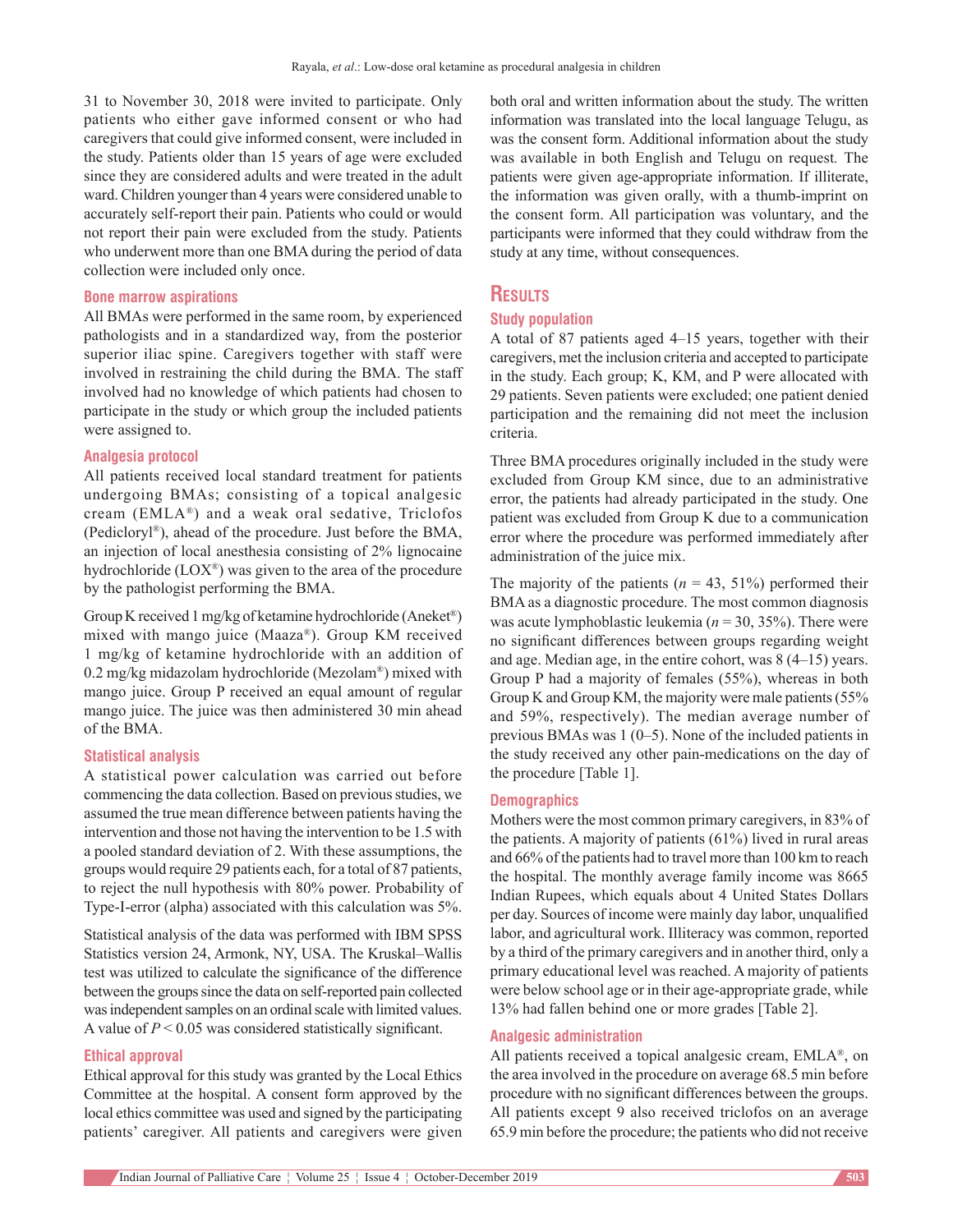31 to November 30, 2018 were invited to participate. Only patients who either gave informed consent or who had caregivers that could give informed consent, were included in the study. Patients older than 15 years of age were excluded since they are considered adults and were treated in the adult ward. Children younger than 4 years were considered unable to accurately self-report their pain. Patients who could or would not report their pain were excluded from the study. Patients who underwent more than one BMA during the period of data collection were included only once.

### Bone marrow aspirations

All BMAs were performed in the same room, by experienced pathologists and in a standardized way, from the posterior superior iliac spine. Caregivers together with staff were involved in restraining the child during the BMA. The staff involved had no knowledge of which patients had chosen to participate in the study or which group the included patients were assigned to.

### Analgesia protocol

All patients received local standard treatment for patients undergoing BMAs; consisting of a topical analgesic cream (EMLA®) and a weak oral sedative, Triclofos (Pedicloryl®), ahead of the procedure. Just before the BMA, an injection of local anesthesia consisting of 2% lignocaine hydrochloride (LOX®) was given to the area of the procedure by the pathologist performing the BMA.

Group K received 1 mg/kg of ketamine hydrochloride (Aneket®) mixed with mango juice (Maaza®). Group KM received 1 mg/kg of ketamine hydrochloride with an addition of 0.2 mg/kg midazolam hydrochloride (Mezolam®) mixed with mango juice. Group P received an equal amount of regular mango juice. The juice was then administered 30 min ahead of the BMA.

### Statistical analysis

A statistical power calculation was carried out before commencing the data collection. Based on previous studies, we assumed the true mean difference between patients having the intervention and those not having the intervention to be 1.5 with a pooled standard deviation of 2. With these assumptions, the groups would require 29 patients each, for a total of 87 patients, to reject the null hypothesis with 80% power. Probability of Type-I-error (alpha) associated with this calculation was 5%.

Statistical analysis of the data was performed with IBM SPSS Statistics version 24, Armonk, NY, USA. The Kruskal–Wallis test was utilized to calculate the significance of the difference between the groups since the data on self-reported pain collected was independent samples on an ordinal scale with limited values. A value of $P < 0.05$ was considered statistically significant.

### Ethical approval

Ethical approval for this study was granted by the Local Ethics Committee at the hospital. A consent form approved by the local ethics committee was used and signed by the participating patients' caregiver. All patients and caregivers were given both oral and written information about the study. The written information was translated into the local language Telugu, as was the consent form. Additional information about the study was available in both English and Telugu on request. The patients were given age-appropriate information. If illiterate, the information was given orally, with a thumb-imprint on the consent form. All participation was voluntary, and the participants were informed that they could withdraw from the study at any time, without consequences.

## Results

### Study population

A total of 87 patients aged 4–15 years, together with their caregivers, met the inclusion criteria and accepted to participate in the study. Each group; K, KM, and P were allocated with 29 patients. Seven patients were excluded; one patient denied participation and the remaining did not meet the inclusion criteria.

Three BMA procedures originally included in the study were excluded from Group KM since, due to an administrative error, the patients had already participated in the study. One patient was excluded from Group K due to a communication error where the procedure was performed immediately after administration of the juice mix.

The majority of the patients ($n = 43$, 51%) performed their BMA as a diagnostic procedure. The most common diagnosis was acute lymphoblastic leukemia ($n = 30$, 35%). There were no significant differences between groups regarding weight and age. Median age, in the entire cohort, was 8 (4–15) years. Group P had a majority of females (55%), whereas in both Group K and Group KM, the majority were male patients (55% and 59%, respectively). The median average number of previous BMAs was 1 (0–5). None of the included patients in the study received any other pain-medications on the day of the procedure [Table 1].

### Demographics

Mothers were the most common primary caregivers, in 83% of the patients. A majority of patients (61%) lived in rural areas and 66% of the patients had to travel more than 100 km to reach the hospital. The monthly average family income was 8665 Indian Rupees, which equals about 4 United States Dollars per day. Sources of income were mainly day labor, unqualified labor, and agricultural work. Illiteracy was common, reported by a third of the primary caregivers and in another third, only a primary educational level was reached. A majority of patients were below school age or in their age-appropriate grade, while 13% had fallen behind one or more grades [Table 2].

### Analgesic administration

All patients received a topical analgesic cream, EMLA®, on the area involved in the procedure on average 68.5 min before procedure with no significant differences between the groups. All patients except 9 also received triclofos on an average 65.9 min before the procedure; the patients who did not receive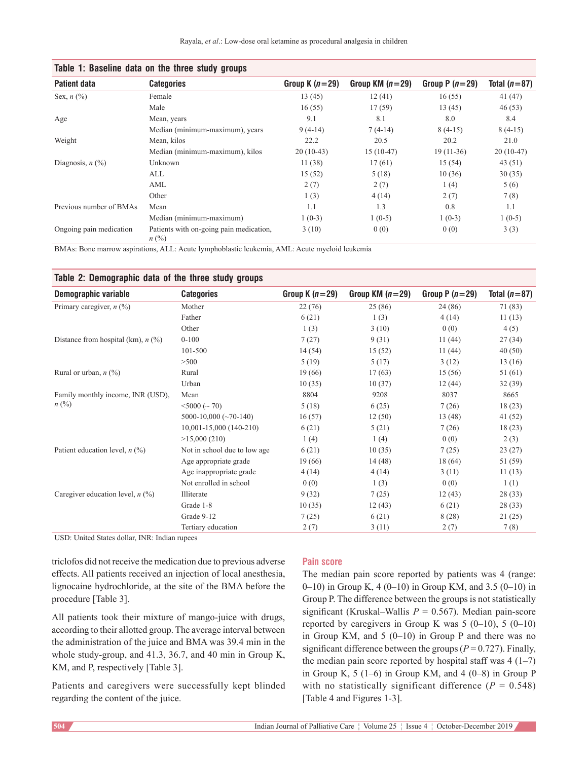**Table 1: Baseline data on the three study groups**

| Patient data | Categories | Group K (n=29) | Group KM (n=29) | Group P (n=29) | Total (n=87) |
|---|---|---|---|---|---|
| Sex, n (%) | Female | 13 (45) | 12 (41) | 16 (55) | 41 (47) |
| | Male | 16 (55) | 17 (59) | 13 (45) | 46 (53) |
| Age | Mean, years | 9.1 | 8.1 | 8.0 | 8.4 |
| | Median (minimum-maximum), years | 9 (4-14) | 7 (4-14) | 8 (4-15) | 8 (4-15) |
| Weight | Mean, kilos | 22.2 | 20.5 | 20.2 | 21.0 |
| | Median (minimum-maximum), kilos | 20 (10-43) | 15 (10-47) | 19 (11-36) | 20 (10-47) |
| Diagnosis, n (%) | Unknown | 11 (38) | 17 (61) | 15 (54) | 43 (51) |
| | ALL | 15 (52) | 5 (18) | 10 (36) | 30 (35) |
| | AML | 2 (7) | 2 (7) | 1 (4) | 5 (6) |
| | Other | 1 (3) | 4 (14) | 2 (7) | 7 (8) |
| Previous number of BMAs | Mean | 1.1 | 1.3 | 0.8 | 1.1 |
| | Median (minimum-maximum) | 1 (0-3) | 1 (0-5) | 1 (0-3) | 1 (0-5) |
| Ongoing pain medication | Patients with on-going pain medication, n (%) | 3 (10) | 0 (0) | 0 (0) | 3 (3) |

BMAs: Bone marrow aspirations, ALL: Acute lymphoblastic leukemia, AML: Acute myeloid leukemia

**Table 2: Demographic data of the three study groups**

| Demographic variable | Categories | Group K (n=29) | Group KM (n=29) | Group P (n=29) | Total (n=87) |
|---|---|---|---|---|---|
| Primary caregiver, n (%) | Mother | 22 (76) | 25 (86) | 24 (86) | 71 (83) |
| | Father | 6 (21) | 1 (3) | 4 (14) | 11 (13) |
| | Other | 1 (3) | 3 (10) | 0 (0) | 4 (5) |
| Distance from hospital (km), n (%) | 0-100 | 7 (27) | 9 (31) | 11 (44) | 27 (34) |
| | 101-500 | 14 (54) | 15 (52) | 11 (44) | 40 (50) |
| | >500 | 5 (19) | 5 (17) | 3 (12) | 13 (16) |
| Rural or urban, n (%) | Rural | 19 (66) | 17 (63) | 15 (56) | 51 (61) |
| | Urban | 10 (35) | 10 (37) | 12 (44) | 32 (39) |
| Family monthly income, INR (USD), n (%) | Mean | 8804 | 9208 | 8037 | 8665 |
| | <5000 (~ 70) | 5 (18) | 6 (25) | 7 (26) | 18 (23) |
| | 5000-10,000 (~70-140) | 16 (57) | 12 (50) | 13 (48) | 41 (52) |
| | 10,001-15,000 (140-210) | 6 (21) | 5 (21) | 7 (26) | 18 (23) |
| | >15,000 (210) | 1 (4) | 1 (4) | 0 (0) | 2 (3) |
| Patient education level, n (%) | Not in school due to low age | 6 (21) | 10 (35) | 7 (25) | 23 (27) |
| | Age appropriate grade | 19 (66) | 14 (48) | 18 (64) | 51 (59) |
| | Age inappropriate grade | 4 (14) | 4 (14) | 3 (11) | 11 (13) |
| | Not enrolled in school | 0 (0) | 1 (3) | 0 (0) | 1 (1) |
| Caregiver education level, n (%) | Illiterate | 9 (32) | 7 (25) | 12 (43) | 28 (33) |
| | Grade 1-8 | 10 (35) | 12 (43) | 6 (21) | 28 (33) |
| | Grade 9-12 | 7 (25) | 6 (21) | 8 (28) | 21 (25) |
| | Tertiary education | 2 (7) | 3 (11) | 2 (7) | 7 (8) |

USD: United States dollar, INR: Indian rupees

triclofos did not receive the medication due to previous adverse effects. All patients received an injection of local anesthesia, lignocaine hydrochloride, at the site of the BMA before the procedure [Table 3].

All patients took their mixture of mango-juice with drugs, according to their allotted group. The average interval between the administration of the juice and BMA was 39.4 min in the whole study-group, and 41.3, 36.7, and 40 min in Group K, KM, and P, respectively [Table 3].

Patients and caregivers were successfully kept blinded regarding the content of the juice.

## Pain score

The median pain score reported by patients was 4 (range: 0–10) in Group K, 4 (0–10) in Group KM, and 3.5 (0–10) in Group P. The difference between the groups is not statistically significant (Kruskal–Wallis $P = 0.567$). Median pain-score reported by caregivers in Group K was 5 (0–10), 5 (0–10) in Group KM, and 5 (0–10) in Group P and there was no significant difference between the groups ($P = 0.727$). Finally, the median pain score reported by hospital staff was 4 (1–7) in Group K, 5 (1–6) in Group KM, and 4 (0–8) in Group P with no statistically significant difference ($P = 0.548$) [Table 4 and Figures 1-3].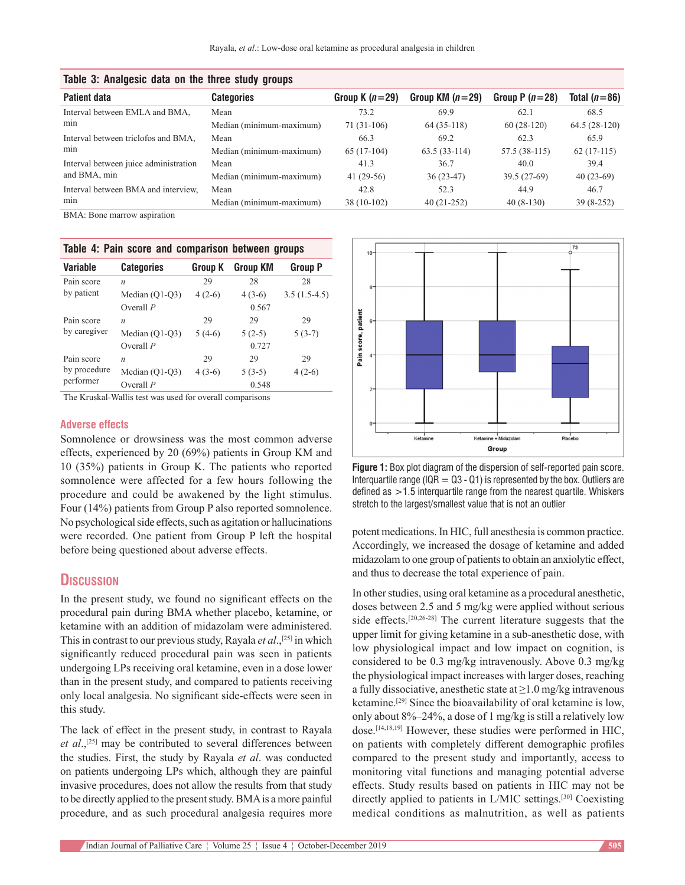**Table 3: Analgesic data on the three study groups**

| Patient data | Categories | Group K (n=29) | Group KM (n=29) | Group P (n=28) | Total (n=86) |
|---|---|---|---|---|---|
| Interval between EMLA and BMA, min | Mean | 73.2 | 69.9 | 62.1 | 68.5 |
| | Median (minimum-maximum) | 71 (31-106) | 64 (35-118) | 60 (28-120) | 64.5 (28-120) |
| Interval between triclofos and BMA, min | Mean | 66.3 | 69.2 | 62.3 | 65.9 |
| | Median (minimum-maximum) | 65 (17-104) | 63.5 (33-114) | 57.5 (38-115) | 62 (17-115) |
| Interval between juice administration and BMA, min | Mean | 41.3 | 36.7 | 40.0 | 39.4 |
| | Median (minimum-maximum) | 41 (29-56) | 36 (23-47) | 39.5 (27-69) | 40 (23-69) |
| Interval between BMA and interview, min | Mean | 42.8 | 52.3 | 44.9 | 46.7 |
| | Median (minimum-maximum) | 38 (10-102) | 40 (21-252) | 40 (8-130) | 39 (8-252) |

BMA: Bone marrow aspiration

**Table 4: Pain score and comparison between groups**

| Variable | Categories | Group K | Group KM | Group P |
|---|---|---|---|---|
| Pain score by patient | *n* | 29 | 28 | 28 |
| | Median (Q1-Q3) | 4 (2-6) | 4 (3-6) | 3.5 (1.5-4.5) |
| | Overall *P* | | 0.567 | |
| Pain score by caregiver | *n* | 29 | 29 | 29 |
| | Median (Q1-Q3) | 5 (4-6) | 5 (2-5) | 5 (3-7) |
| | Overall *P* | | 0.727 | |
| Pain score by procedure performer | *n* | 29 | 29 | 29 |
| | Median (Q1-Q3) | 4 (3-6) | 5 (3-5) | 4 (2-6) |
| | Overall *P* | | 0.548 | |

The Kruskal-Wallis test was used for overall comparisons

### Adverse effects

Somnolence or drowsiness was the most common adverse effects, experienced by 20 (69%) patients in Group KM and 10 (35%) patients in Group K. The patients who reported somnolence were affected for a few hours following the procedure and could be awakened by the light stimulus. Four (14%) patients from Group P also reported somnolence. No psychological side effects, such as agitation or hallucinations were recorded. One patient from Group P left the hospital before being questioned about adverse effects.

## Discussion

In the present study, we found no significant effects on the procedural pain during BMA whether placebo, ketamine, or ketamine with an addition of midazolam were administered. This in contrast to our previous study, Rayala *et al*.,[25] in which significantly reduced procedural pain was seen in patients undergoing LPs receiving oral ketamine, even in a dose lower than in the present study, and compared to patients receiving only local analgesia. No significant side-effects were seen in this study.

The lack of effect in the present study, in contrast to Rayala *et al*.,[25] may be contributed to several differences between the studies. First, the study by Rayala *et al*. was conducted on patients undergoing LPs which, although they are painful invasive procedures, does not allow the results from that study to be directly applied to the present study. BMA is a more painful procedure, and as such procedural analgesia requires more potent medications. In HIC, full anesthesia is common practice. Accordingly, we increased the dosage of ketamine and added midazolam to one group of patients to obtain an anxiolytic effect, and thus to decrease the total experience of pain.

In other studies, using oral ketamine as a procedural anesthetic, doses between 2.5 and 5 mg/kg were applied without serious side effects.[20,26-28] The current literature suggests that the upper limit for giving ketamine in a sub-anesthetic dose, with low physiological impact and low impact on cognition, is considered to be 0.3 mg/kg intravenously. Above 0.3 mg/kg the physiological impact increases with larger doses, reaching a fully dissociative, anesthetic state at ≥1.0 mg/kg intravenous ketamine.[29] Since the bioavailability of oral ketamine is low, only about 8%–24%, a dose of 1 mg/kg is still a relatively low dose.[14,18,19] However, these studies were performed in HIC, on patients with completely different demographic profiles compared to the present study and importantly, access to monitoring vital functions and managing potential adverse effects. Study results based on patients in HIC may not be directly applied to patients in L/MIC settings.[30] Coexisting medical conditions as malnutrition, as well as patients

**Figure 1:** Box plot diagram of the dispersion of self-reported pain score. Interquartile range (IQR = Q3 - Q1) is represented by the box. Outliers are defined as >1.5 interquartile range from the nearest quartile. Whiskers stretch to the largest/smallest value that is not an outlier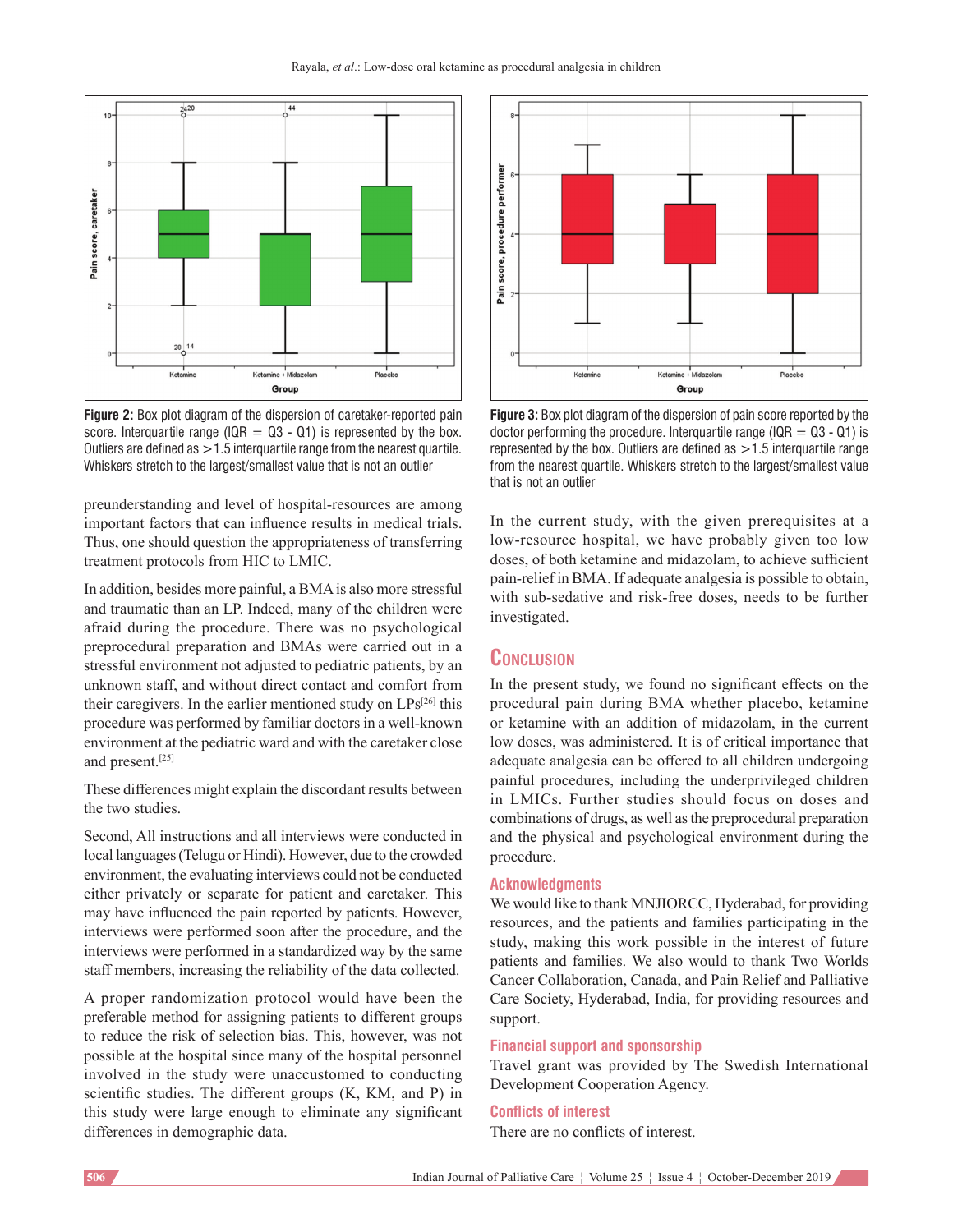Figure 2: Box plot diagram of the dispersion of caretaker-reported pain score. Interquartile range (IQR = Q3 - Q1) is represented by the box. Outliers are defined as >1.5 interquartile range from the nearest quartile. Whiskers stretch to the largest/smallest value that is not an outlier

Figure 3: Box plot diagram of the dispersion of pain score reported by the doctor performing the procedure. Interquartile range (IQR = Q3 - Q1) is represented by the box. Outliers are defined as >1.5 interquartile range from the nearest quartile. Whiskers stretch to the largest/smallest value that is not an outlier

preunderstanding and level of hospital-resources are among important factors that can influence results in medical trials. Thus, one should question the appropriateness of transferring treatment protocols from HIC to LMIC.

In addition, besides more painful, a BMA is also more stressful and traumatic than an LP. Indeed, many of the children were afraid during the procedure. There was no psychological preprocedural preparation and BMAs were carried out in a stressful environment not adjusted to pediatric patients, by an unknown staff, and without direct contact and comfort from their caregivers. In the earlier mentioned study on LPs[26] this procedure was performed by familiar doctors in a well-known environment at the pediatric ward and with the caretaker close and present.[25]

These differences might explain the discordant results between the two studies.

Second, All instructions and all interviews were conducted in local languages (Telugu or Hindi). However, due to the crowded environment, the evaluating interviews could not be conducted either privately or separate for patient and caretaker. This may have influenced the pain reported by patients. However, interviews were performed soon after the procedure, and the interviews were performed in a standardized way by the same staff members, increasing the reliability of the data collected.

A proper randomization protocol would have been the preferable method for assigning patients to different groups to reduce the risk of selection bias. This, however, was not possible at the hospital since many of the hospital personnel involved in the study were unaccustomed to conducting scientific studies. The different groups (K, KM, and P) in this study were large enough to eliminate any significant differences in demographic data.

In the current study, with the given prerequisites at a low-resource hospital, we have probably given too low doses, of both ketamine and midazolam, to achieve sufficient pain-relief in BMA. If adequate analgesia is possible to obtain, with sub-sedative and risk-free doses, needs to be further investigated.

## Conclusion

In the present study, we found no significant effects on the procedural pain during BMA whether placebo, ketamine or ketamine with an addition of midazolam, in the current low doses, was administered. It is of critical importance that adequate analgesia can be offered to all children undergoing painful procedures, including the underprivileged children in LMICs. Further studies should focus on doses and combinations of drugs, as well as the preprocedural preparation and the physical and psychological environment during the procedure.

### Acknowledgments

We would like to thank MNJIORCC, Hyderabad, for providing resources, and the patients and families participating in the study, making this work possible in the interest of future patients and families. We also would to thank Two Worlds Cancer Collaboration, Canada, and Pain Relief and Palliative Care Society, Hyderabad, India, for providing resources and support.

### Financial support and sponsorship

Travel grant was provided by The Swedish International Development Cooperation Agency.

### Conflicts of interest

There are no conflicts of interest.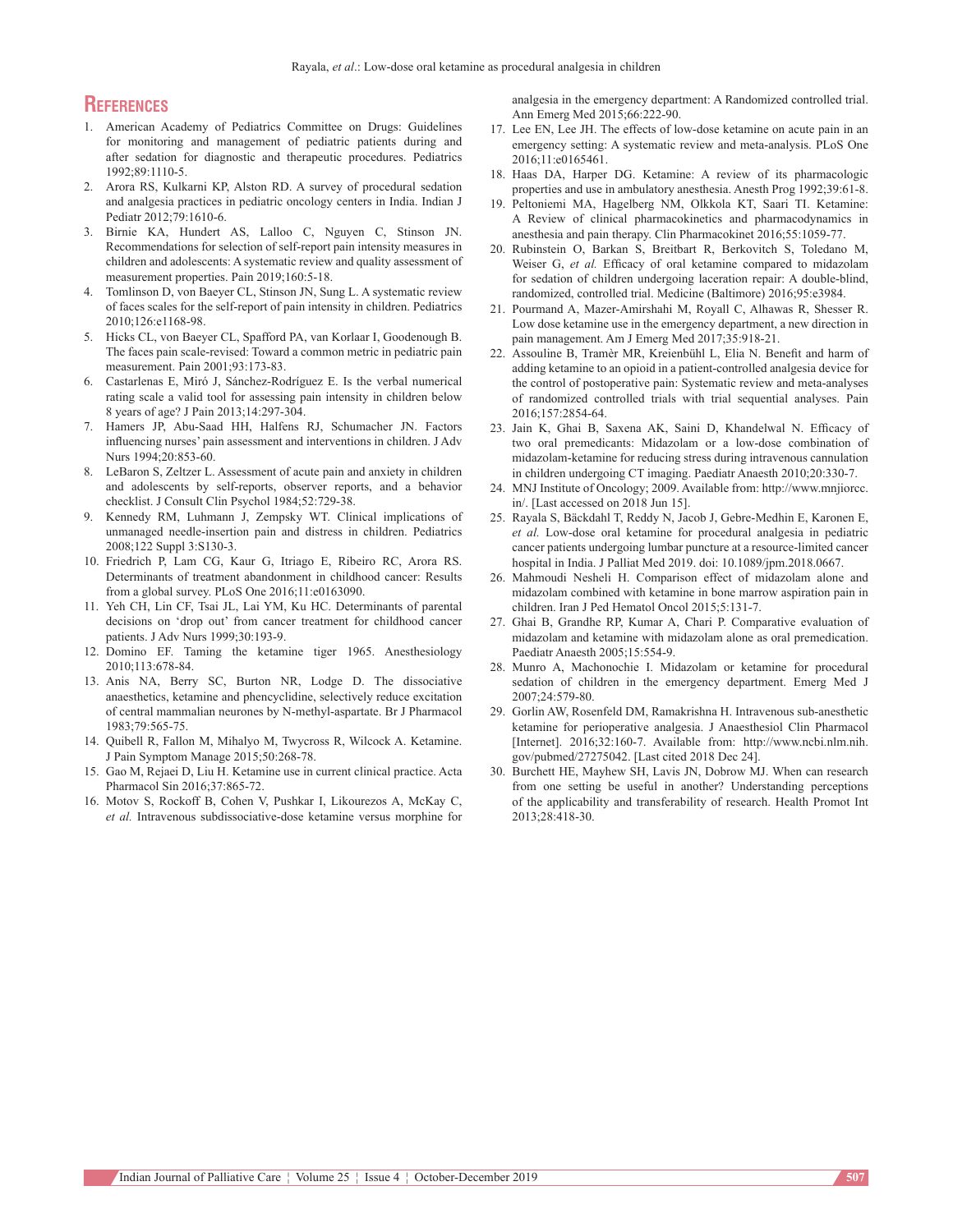## References

1. American Academy of Pediatrics Committee on Drugs: Guidelines for monitoring and management of pediatric patients during and after sedation for diagnostic and therapeutic procedures. Pediatrics 1992;89:1110-5.
2. Arora RS, Kulkarni KP, Alston RD. A survey of procedural sedation and analgesia practices in pediatric oncology centers in India. Indian J Pediatr 2012;79:1610-6.
3. Birnie KA, Hundert AS, Lalloo C, Nguyen C, Stinson JN. Recommendations for selection of self-report pain intensity measures in children and adolescents: A systematic review and quality assessment of measurement properties. Pain 2019;160:5-18.
4. Tomlinson D, von Baeyer CL, Stinson JN, Sung L. A systematic review of faces scales for the self-report of pain intensity in children. Pediatrics 2010;126:e1168-98.
5. Hicks CL, von Baeyer CL, Spafford PA, van Korlaar I, Goodenough B. The faces pain scale-revised: Toward a common metric in pediatric pain measurement. Pain 2001;93:173-83.
6. Castarlenas E, Miró J, Sánchez-Rodríguez E. Is the verbal numerical rating scale a valid tool for assessing pain intensity in children below 8 years of age? J Pain 2013;14:297-304.
7. Hamers JP, Abu-Saad HH, Halfens RJ, Schumacher JN. Factors influencing nurses' pain assessment and interventions in children. J Adv Nurs 1994;20:853-60.
8. LeBaron S, Zeltzer L. Assessment of acute pain and anxiety in children and adolescents by self-reports, observer reports, and a behavior checklist. J Consult Clin Psychol 1984;52:729-38.
9. Kennedy RM, Luhmann J, Zempsky WT. Clinical implications of unmanaged needle-insertion pain and distress in children. Pediatrics 2008;122 Suppl 3:S130-3.
10. Friedrich P, Lam CG, Kaur G, Itriago E, Ribeiro RC, Arora RS. Determinants of treatment abandonment in childhood cancer: Results from a global survey. PLoS One 2016;11:e0163090.
11. Yeh CH, Lin CF, Tsai JL, Lai YM, Ku HC. Determinants of parental decisions on 'drop out' from cancer treatment for childhood cancer patients. J Adv Nurs 1999;30:193-9.
12. Domino EF. Taming the ketamine tiger 1965. Anesthesiology 2010;113:678-84.
13. Anis NA, Berry SC, Burton NR, Lodge D. The dissociative anaesthetics, ketamine and phencyclidine, selectively reduce excitation of central mammalian neurones by N-methyl-aspartate. Br J Pharmacol 1983;79:565-75.
14. Quibell R, Fallon M, Mihalyo M, Twycross R, Wilcock A. Ketamine. J Pain Symptom Manage 2015;50:268-78.
15. Gao M, Rejaei D, Liu H. Ketamine use in current clinical practice. Acta Pharmacol Sin 2016;37:865-72.
16. Motov S, Rockoff B, Cohen V, Pushkar I, Likourezos A, McKay C, *et al.* Intravenous subdissociative-dose ketamine versus morphine for analgesia in the emergency department: A Randomized controlled trial. Ann Emerg Med 2015;66:222-90.
17. Lee EN, Lee JH. The effects of low-dose ketamine on acute pain in an emergency setting: A systematic review and meta-analysis. PLoS One 2016;11:e0165461.
18. Haas DA, Harper DG. Ketamine: A review of its pharmacologic properties and use in ambulatory anesthesia. Anesth Prog 1992;39:61-8.
19. Peltoniemi MA, Hagelberg NM, Olkkola KT, Saari TI. Ketamine: A Review of clinical pharmacokinetics and pharmacodynamics in anesthesia and pain therapy. Clin Pharmacokinet 2016;55:1059-77.
20. Rubinstein O, Barkan S, Breitbart R, Berkovitch S, Toledano M, Weiser G, *et al.* Efficacy of oral ketamine compared to midazolam for sedation of children undergoing laceration repair: A double-blind, randomized, controlled trial. Medicine (Baltimore) 2016;95:e3984.
21. Pourmand A, Mazer-Amirshahi M, Royall C, Alhawas R, Shesser R. Low dose ketamine use in the emergency department, a new direction in pain management. Am J Emerg Med 2017;35:918-21.
22. Assouline B, Tramèr MR, Kreienbühl L, Elia N. Benefit and harm of adding ketamine to an opioid in a patient-controlled analgesia device for the control of postoperative pain: Systematic review and meta-analyses of randomized controlled trials with trial sequential analyses. Pain 2016;157:2854-64.
23. Jain K, Ghai B, Saxena AK, Saini D, Khandelwal N. Efficacy of two oral premedicants: Midazolam or a low-dose combination of midazolam-ketamine for reducing stress during intravenous cannulation in children undergoing CT imaging. Paediatr Anaesth 2010;20:330-7.
24. MNJ Institute of Oncology; 2009. Available from: http://www.mnjiorcc.in/. [Last accessed on 2018 Jun 15].
25. Rayala S, Bäckdahl T, Reddy N, Jacob J, Gebre-Medhin E, Karonen E, *et al.* Low-dose oral ketamine for procedural analgesia in pediatric cancer patients undergoing lumbar puncture at a resource-limited cancer hospital in India. J Palliat Med 2019. doi: 10.1089/jpm.2018.0667.
26. Mahmoudi Nesheli H. Comparison effect of midazolam alone and midazolam combined with ketamine in bone marrow aspiration pain in children. Iran J Ped Hematol Oncol 2015;5:131-7.
27. Ghai B, Grandhe RP, Kumar A, Chari P. Comparative evaluation of midazolam and ketamine with midazolam alone as oral premedication. Paediatr Anaesth 2005;15:554-9.
28. Munro A, Machonochie I. Midazolam or ketamine for procedural sedation of children in the emergency department. Emerg Med J 2007;24:579-80.
29. Gorlin AW, Rosenfeld DM, Ramakrishna H. Intravenous sub-anesthetic ketamine for perioperative analgesia. J Anaesthesiol Clin Pharmacol [Internet]. 2016;32:160-7. Available from: http://www.ncbi.nlm.nih.gov/pubmed/27275042. [Last cited 2018 Dec 24].
30. Burchett HE, Mayhew SH, Lavis JN, Dobrow MJ. When can research from one setting be useful in another? Understanding perceptions of the applicability and transferability of research. Health Promot Int 2013;28:418-30.